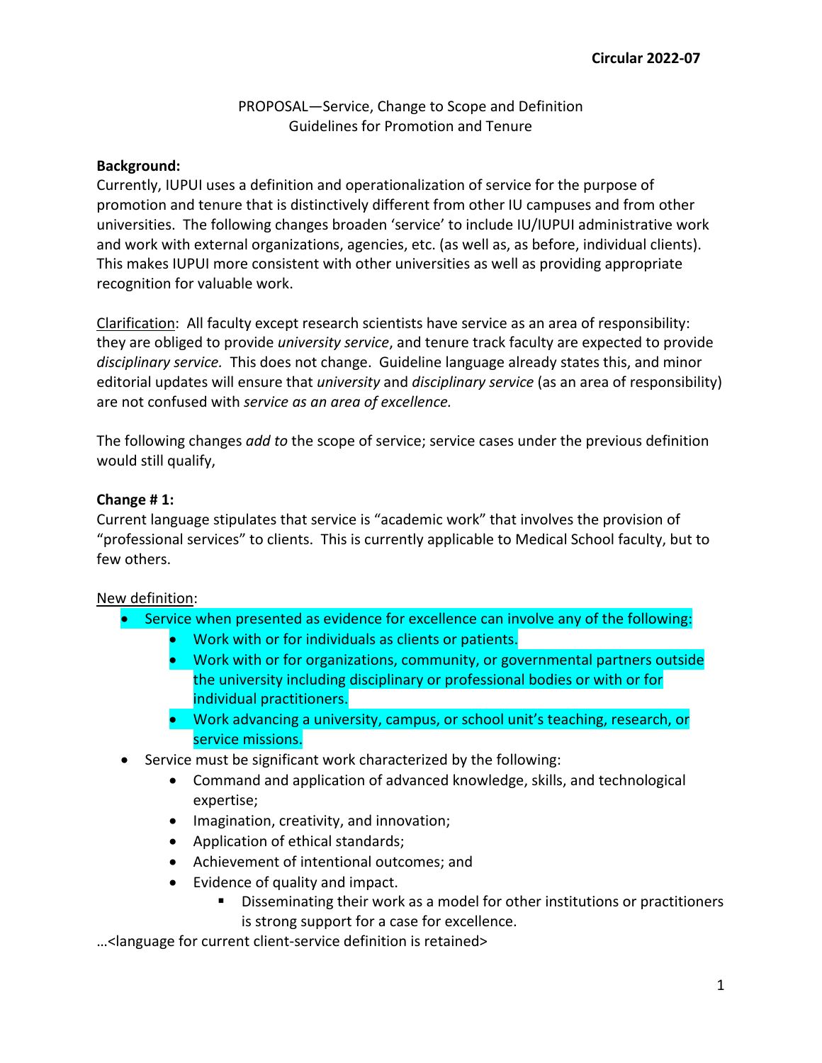**Circular 2022-07**

PROPOSAL—Service, Change to Scope and Definition
Guidelines for Promotion and Tenure

**Background:**
Currently, IUPUI uses a definition and operationalization of service for the purpose of promotion and tenure that is distinctively different from other IU campuses and from other universities. The following changes broaden 'service' to include IU/IUPUI administrative work and work with external organizations, agencies, etc. (as well as, as before, individual clients). This makes IUPUI more consistent with other universities as well as providing appropriate recognition for valuable work.

Clarification: All faculty except research scientists have service as an area of responsibility: they are obliged to provide *university service*, and tenure track faculty are expected to provide *disciplinary service.* This does not change. Guideline language already states this, and minor editorial updates will ensure that *university* and *disciplinary service* (as an area of responsibility) are not confused with *service as an area of excellence.*

The following changes *add to* the scope of service; service cases under the previous definition would still qualify,

**Change # 1:**
Current language stipulates that service is "academic work" that involves the provision of "professional services" to clients. This is currently applicable to Medical School faculty, but to few others.

New definition:

- Service when presented as evidence for excellence can involve any of the following:
  - Work with or for individuals as clients or patients.
  - Work with or for organizations, community, or governmental partners outside the university including disciplinary or professional bodies or with or for individual practitioners.
  - Work advancing a university, campus, or school unit's teaching, research, or service missions.
- Service must be significant work characterized by the following:
  - Command and application of advanced knowledge, skills, and technological expertise;
  - Imagination, creativity, and innovation;
  - Application of ethical standards;
  - Achievement of intentional outcomes; and
  - Evidence of quality and impact.
    - Disseminating their work as a model for other institutions or practitioners is strong support for a case for excellence.

…<language for current client-service definition is retained>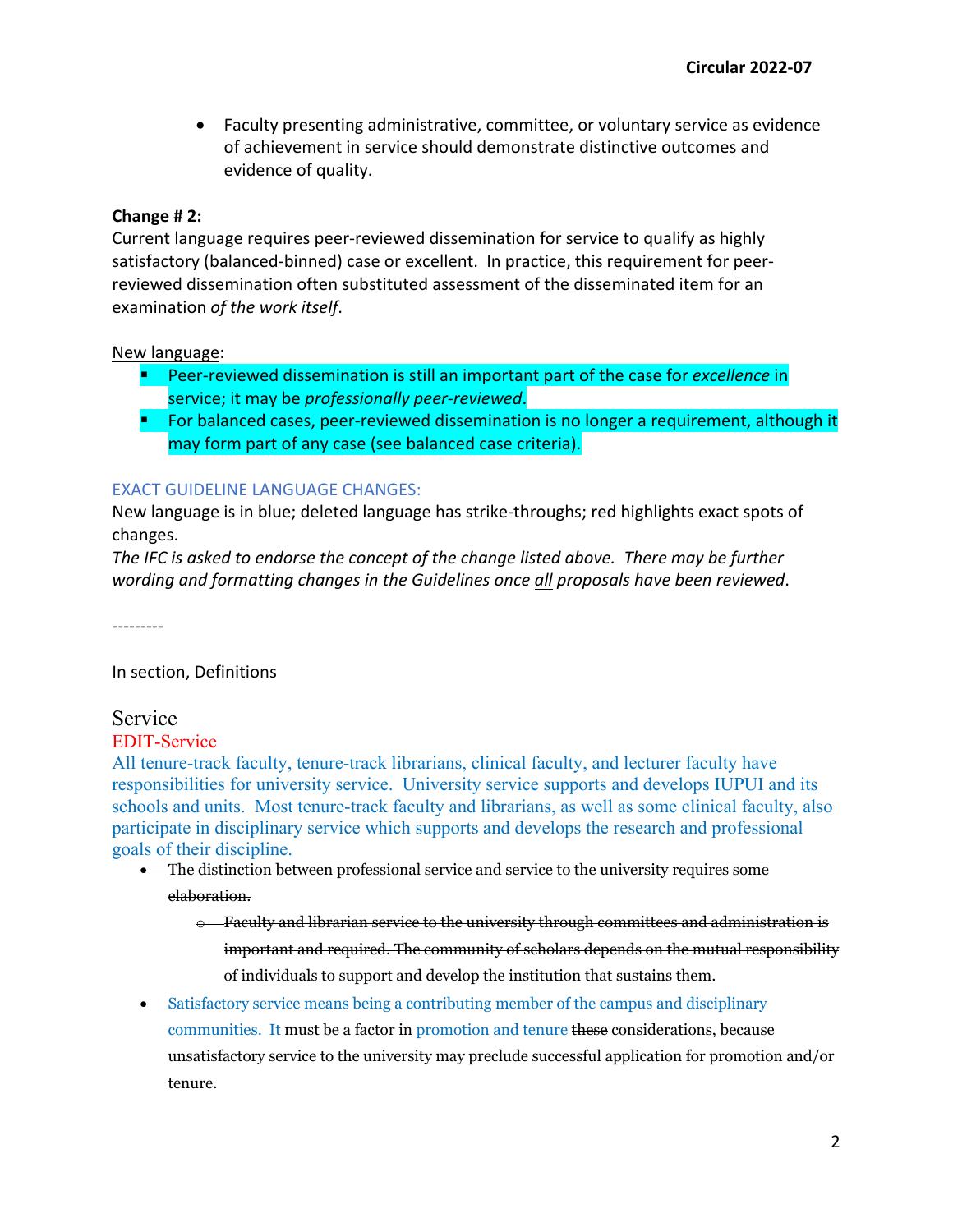- Faculty presenting administrative, committee, or voluntary service as evidence of achievement in service should demonstrate distinctive outcomes and evidence of quality.

**Change # 2:**
Current language requires peer-reviewed dissemination for service to qualify as highly satisfactory (balanced-binned) case or excellent. In practice, this requirement for peer-reviewed dissemination often substituted assessment of the disseminated item for an examination *of the work itself*.

New language:

- Peer-reviewed dissemination is still an important part of the case for *excellence* in service; it may be *professionally peer-reviewed*.
- For balanced cases, peer-reviewed dissemination is no longer a requirement, although it may form part of any case (see balanced case criteria).

EXACT GUIDELINE LANGUAGE CHANGES:
New language is in blue; deleted language has strike-throughs; red highlights exact spots of changes.
*The IFC is asked to endorse the concept of the change listed above. There may be further wording and formatting changes in the Guidelines once* <u>*all*</u> *proposals have been reviewed*.

---------

In section, Definitions

Service
EDIT-Service
All tenure-track faculty, tenure-track librarians, clinical faculty, and lecturer faculty have responsibilities for university service. University service supports and develops IUPUI and its schools and units. Most tenure-track faculty and librarians, as well as some clinical faculty, also participate in disciplinary service which supports and develops the research and professional goals of their discipline.

- ~~The distinction between professional service and service to the university requires some elaboration.~~
  - ~~Faculty and librarian service to the university through committees and administration is important and required. The community of scholars depends on the mutual responsibility of individuals to support and develop the institution that sustains them.~~
- Satisfactory service means being a contributing member of the campus and disciplinary communities. It must be a factor in promotion and tenure ~~these~~ considerations, because unsatisfactory service to the university may preclude successful application for promotion and/or tenure.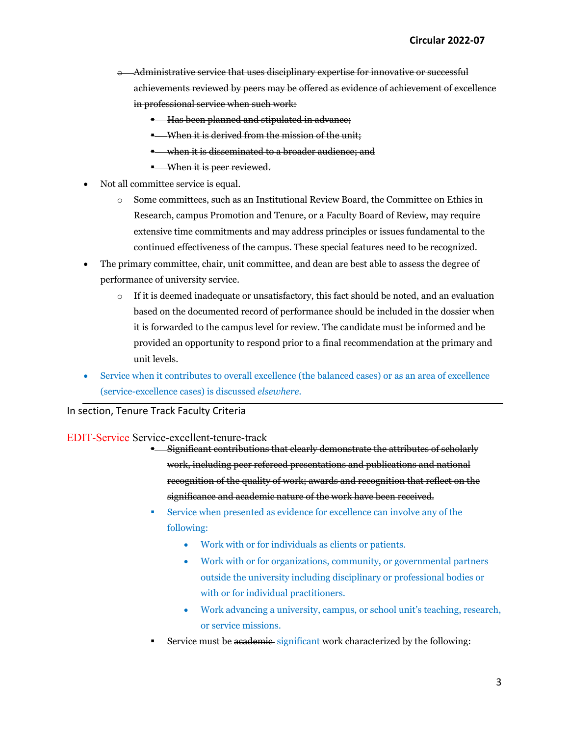- ~~Administrative service that uses disciplinary expertise for innovative or successful achievements reviewed by peers may be offered as evidence of achievement of excellence in professional service when such work:~~
    - ~~Has been planned and stipulated in advance;~~
    - ~~When it is derived from the mission of the unit;~~
    - ~~when it is disseminated to a broader audience; and~~
    - ~~When it is peer reviewed.~~
- Not all committee service is equal.
    - Some committees, such as an Institutional Review Board, the Committee on Ethics in Research, campus Promotion and Tenure, or a Faculty Board of Review, may require extensive time commitments and may address principles or issues fundamental to the continued effectiveness of the campus. These special features need to be recognized.
- The primary committee, chair, unit committee, and dean are best able to assess the degree of performance of university service.
    - If it is deemed inadequate or unsatisfactory, this fact should be noted, and an evaluation based on the documented record of performance should be included in the dossier when it is forwarded to the campus level for review. The candidate must be informed and be provided an opportunity to respond prior to a final recommendation at the primary and unit levels.
- Service when it contributes to overall excellence (the balanced cases) or as an area of excellence (service-excellence cases) is discussed *elsewhere*.

---

In section, Tenure Track Faculty Criteria

EDIT-Service Service-excellent-tenure-track

- ~~Significant contributions that clearly demonstrate the attributes of scholarly work, including peer refereed presentations and publications and national recognition of the quality of work; awards and recognition that reflect on the significance and academic nature of the work have been received.~~
- Service when presented as evidence for excellence can involve any of the following:
    - Work with or for individuals as clients or patients.
    - Work with or for organizations, community, or governmental partners outside the university including disciplinary or professional bodies or with or for individual practitioners.
    - Work advancing a university, campus, or school unit's teaching, research, or service missions.
- Service must be ~~academic~~ significant work characterized by the following: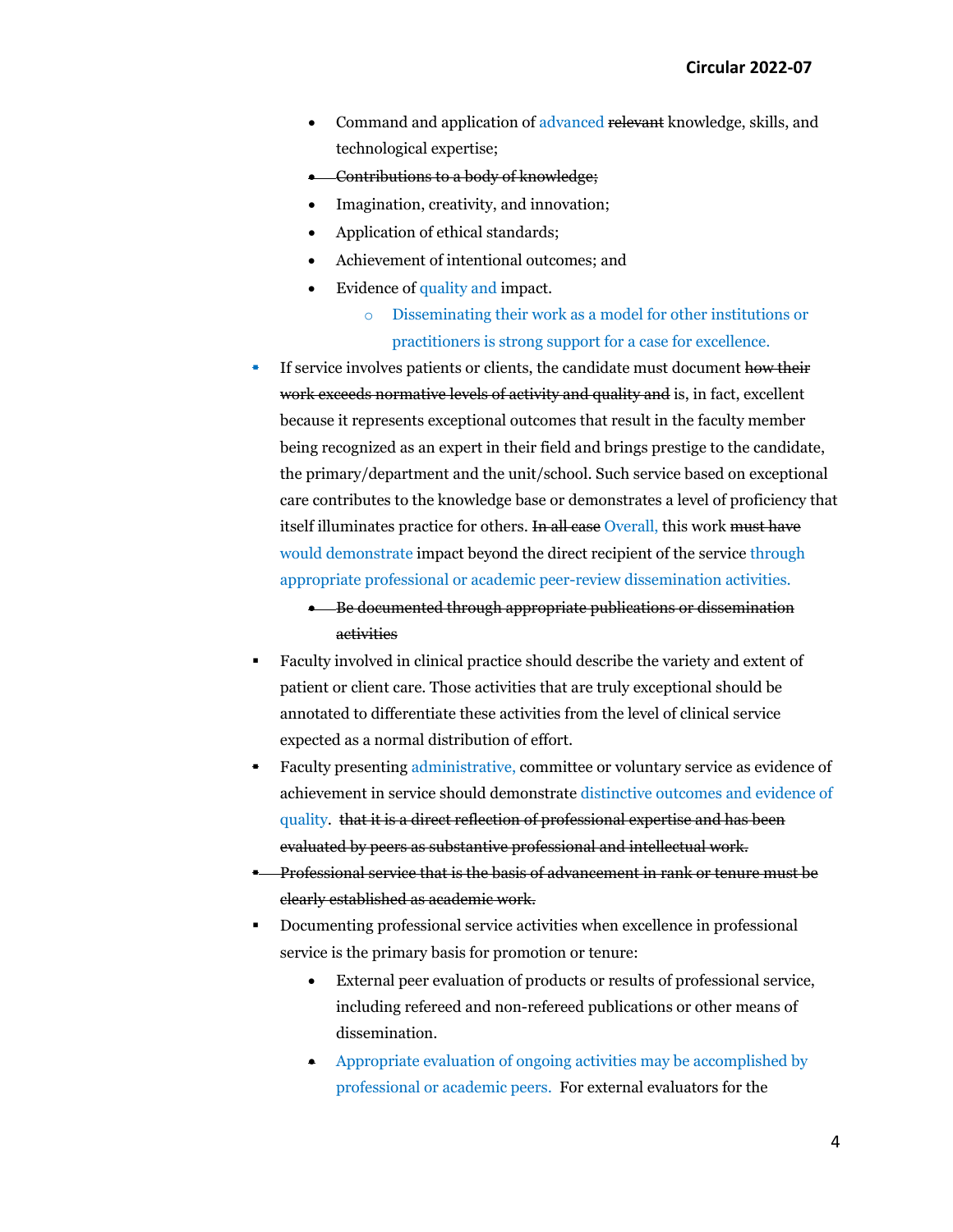- Command and application of advanced ~~relevant~~ knowledge, skills, and technological expertise;
- ~~Contributions to a body of knowledge;~~
- Imagination, creativity, and innovation;
- Application of ethical standards;
- Achievement of intentional outcomes; and
- Evidence of quality and impact.
  - Disseminating their work as a model for other institutions or practitioners is strong support for a case for excellence.

- If service involves patients or clients, the candidate must document ~~how their work exceeds normative levels of activity and quality and~~ is, in fact, excellent because it represents exceptional outcomes that result in the faculty member being recognized as an expert in their field and brings prestige to the candidate, the primary/department and the unit/school. Such service based on exceptional care contributes to the knowledge base or demonstrates a level of proficiency that itself illuminates practice for others. ~~In all case~~ Overall, this work ~~must have~~ would demonstrate impact beyond the direct recipient of the service through appropriate professional or academic peer-review dissemination activities.
  - ~~Be documented through appropriate publications or dissemination activities~~
- Faculty involved in clinical practice should describe the variety and extent of patient or client care. Those activities that are truly exceptional should be annotated to differentiate these activities from the level of clinical service expected as a normal distribution of effort.
- Faculty presenting administrative, committee or voluntary service as evidence of achievement in service should demonstrate distinctive outcomes and evidence of quality. ~~that it is a direct reflection of professional expertise and has been evaluated by peers as substantive professional and intellectual work.~~
- ~~Professional service that is the basis of advancement in rank or tenure must be clearly established as academic work.~~
- Documenting professional service activities when excellence in professional service is the primary basis for promotion or tenure:
  - External peer evaluation of products or results of professional service, including refereed and non-refereed publications or other means of dissemination.
  - Appropriate evaluation of ongoing activities may be accomplished by professional or academic peers. For external evaluators for the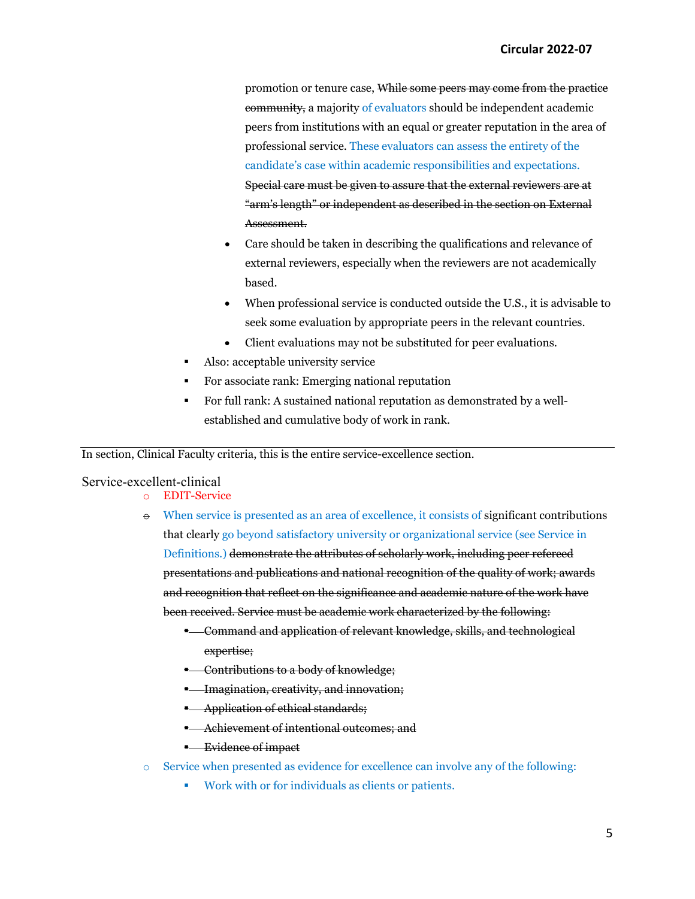promotion or tenure case, ~~While some peers may come from the practice community,~~ a majority of evaluators should be independent academic peers from institutions with an equal or greater reputation in the area of professional service. These evaluators can assess the entirety of the candidate's case within academic responsibilities and expectations. ~~Special care must be given to assure that the external reviewers are at "arm's length" or independent as described in the section on External Assessment.~~

- Care should be taken in describing the qualifications and relevance of external reviewers, especially when the reviewers are not academically based.
- When professional service is conducted outside the U.S., it is advisable to seek some evaluation by appropriate peers in the relevant countries.
- Client evaluations may not be substituted for peer evaluations.

- Also: acceptable university service
- For associate rank: Emerging national reputation
- For full rank: A sustained national reputation as demonstrated by a well-established and cumulative body of work in rank.

---

In section, Clinical Faculty criteria, this is the entire service-excellence section.

Service-excellent-clinical

- EDIT-Service
- When service is presented as an area of excellence, it consists of significant contributions that clearly go beyond satisfactory university or organizational service (see Service in Definitions.) ~~demonstrate the attributes of scholarly work, including peer refereed presentations and publications and national recognition of the quality of work; awards and recognition that reflect on the significance and academic nature of the work have been received. Service must be academic work characterized by the following:~~
  - ~~Command and application of relevant knowledge, skills, and technological expertise;~~
  - ~~Contributions to a body of knowledge;~~
  - ~~Imagination, creativity, and innovation;~~
  - ~~Application of ethical standards;~~
  - ~~Achievement of intentional outcomes; and~~
  - ~~Evidence of impact~~
- Service when presented as evidence for excellence can involve any of the following:
  - Work with or for individuals as clients or patients.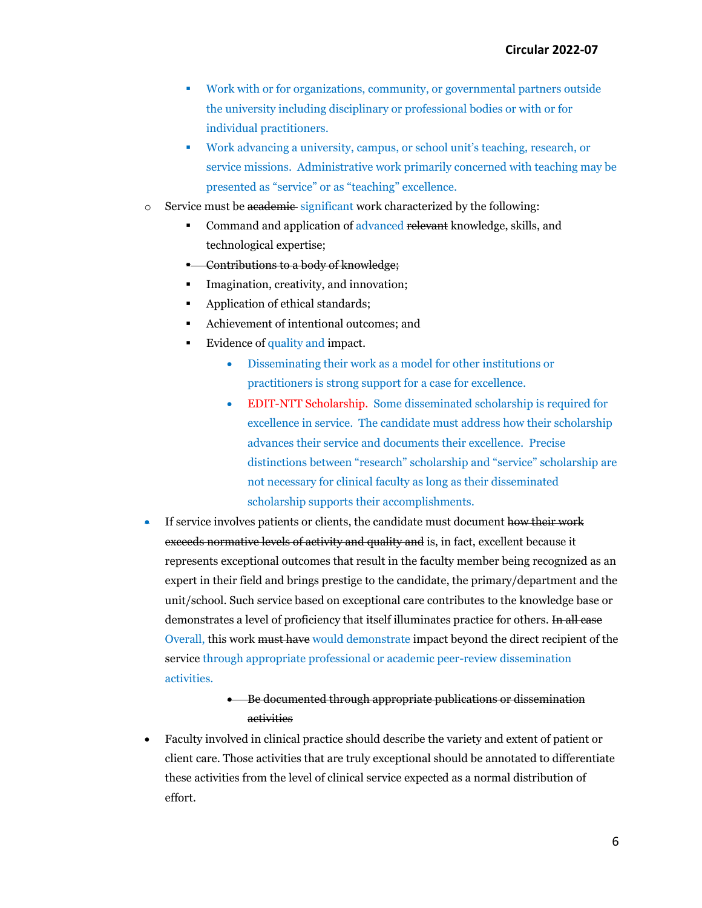- Work with or for organizations, community, or governmental partners outside the university including disciplinary or professional bodies or with or for individual practitioners.
- Work advancing a university, campus, or school unit's teaching, research, or service missions. Administrative work primarily concerned with teaching may be presented as "service" or as "teaching" excellence.

- Service must be ~~academic~~ significant work characterized by the following:
  - Command and application of advanced ~~relevant~~ knowledge, skills, and technological expertise;
  - ~~Contributions to a body of knowledge;~~
  - Imagination, creativity, and innovation;
  - Application of ethical standards;
  - Achievement of intentional outcomes; and
  - Evidence of quality and impact.
    - Disseminating their work as a model for other institutions or practitioners is strong support for a case for excellence.
    - EDIT-NTT Scholarship. Some disseminated scholarship is required for excellence in service. The candidate must address how their scholarship advances their service and documents their excellence. Precise distinctions between "research" scholarship and "service" scholarship are not necessary for clinical faculty as long as their disseminated scholarship supports their accomplishments.

- If service involves patients or clients, the candidate must document ~~how their work exceeds normative levels of activity and quality and~~ is, in fact, excellent because it represents exceptional outcomes that result in the faculty member being recognized as an expert in their field and brings prestige to the candidate, the primary/department and the unit/school. Such service based on exceptional care contributes to the knowledge base or demonstrates a level of proficiency that itself illuminates practice for others. ~~In all case~~ Overall, this work ~~must have~~ would demonstrate impact beyond the direct recipient of the service through appropriate professional or academic peer-review dissemination activities.
    - ~~Be documented through appropriate publications or dissemination activities~~
- Faculty involved in clinical practice should describe the variety and extent of patient or client care. Those activities that are truly exceptional should be annotated to differentiate these activities from the level of clinical service expected as a normal distribution of effort.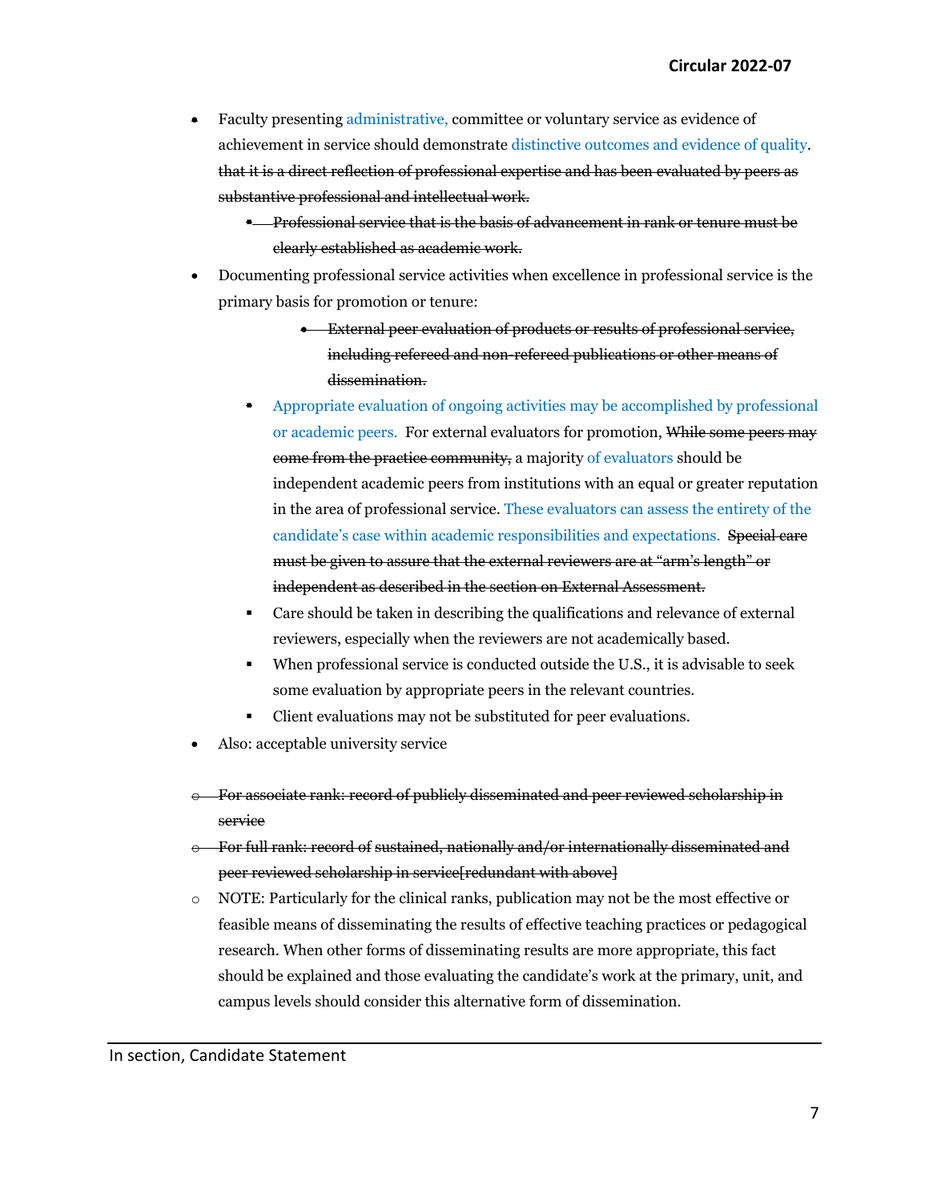- Faculty presenting administrative, committee or voluntary service as evidence of achievement in service should demonstrate distinctive outcomes and evidence of quality. ~~that it is a direct reflection of professional expertise and has been evaluated by peers as substantive professional and intellectual work.~~
    - ~~Professional service that is the basis of advancement in rank or tenure must be clearly established as academic work.~~
- Documenting professional service activities when excellence in professional service is the primary basis for promotion or tenure:
        - ~~External peer evaluation of products or results of professional service, including refereed and non-refereed publications or other means of dissemination.~~
    - Appropriate evaluation of ongoing activities may be accomplished by professional or academic peers. For external evaluators for promotion, ~~While some peers may come from the practice community,~~ a majority of evaluators should be independent academic peers from institutions with an equal or greater reputation in the area of professional service. These evaluators can assess the entirety of the candidate's case within academic responsibilities and expectations. ~~Special care must be given to assure that the external reviewers are at "arm's length" or independent as described in the section on External Assessment.~~
    - Care should be taken in describing the qualifications and relevance of external reviewers, especially when the reviewers are not academically based.
    - When professional service is conducted outside the U.S., it is advisable to seek some evaluation by appropriate peers in the relevant countries.
    - Client evaluations may not be substituted for peer evaluations.
- Also: acceptable university service

- ~~For associate rank: record of publicly disseminated and peer reviewed scholarship in service~~
- ~~For full rank: record of sustained, nationally and/or internationally disseminated and peer reviewed scholarship in service[redundant with above]~~
- NOTE: Particularly for the clinical ranks, publication may not be the most effective or feasible means of disseminating the results of effective teaching practices or pedagogical research. When other forms of disseminating results are more appropriate, this fact should be explained and those evaluating the candidate's work at the primary, unit, and campus levels should consider this alternative form of dissemination.

---

In section, Candidate Statement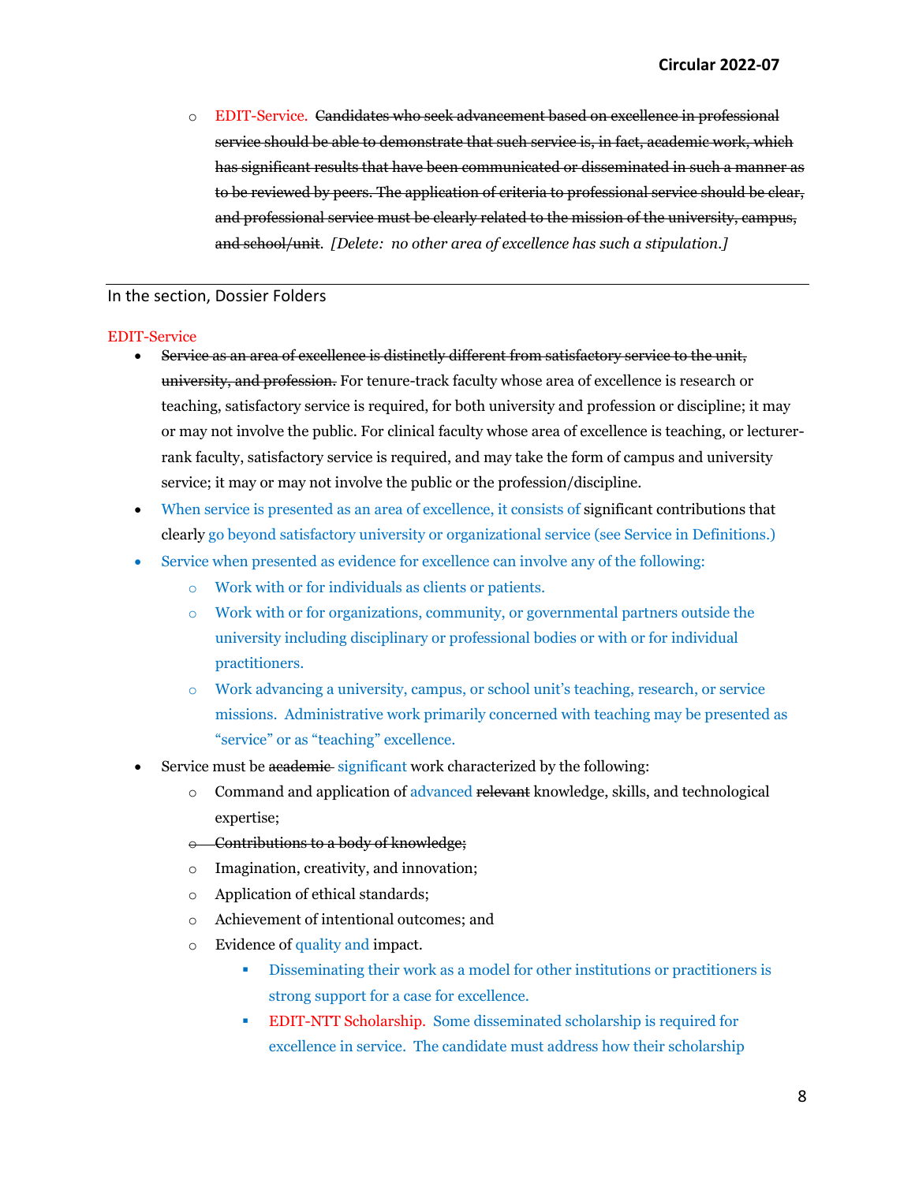- EDIT-Service. ~~Candidates who seek advancement based on excellence in professional service should be able to demonstrate that such service is, in fact, academic work, which has significant results that have been communicated or disseminated in such a manner as to be reviewed by peers. The application of criteria to professional service should be clear, and professional service must be clearly related to the mission of the university, campus, and school/unit~~. *[Delete: no other area of excellence has such a stipulation.]*

---

In the section, Dossier Folders

EDIT-Service

- ~~Service as an area of excellence is distinctly different from satisfactory service to the unit, university, and profession.~~ For tenure-track faculty whose area of excellence is research or teaching, satisfactory service is required, for both university and profession or discipline; it may or may not involve the public. For clinical faculty whose area of excellence is teaching, or lecturer-rank faculty, satisfactory service is required, and may take the form of campus and university service; it may or may not involve the public or the profession/discipline.
- When service is presented as an area of excellence, it consists of significant contributions that clearly go beyond satisfactory university or organizational service (see Service in Definitions.)
- Service when presented as evidence for excellence can involve any of the following:
  - Work with or for individuals as clients or patients.
  - Work with or for organizations, community, or governmental partners outside the university including disciplinary or professional bodies or with or for individual practitioners.
  - Work advancing a university, campus, or school unit's teaching, research, or service missions. Administrative work primarily concerned with teaching may be presented as "service" or as "teaching" excellence.
- Service must be ~~academic~~ significant work characterized by the following:
  - Command and application of advanced ~~relevant~~ knowledge, skills, and technological expertise;
  - ~~Contributions to a body of knowledge;~~
  - Imagination, creativity, and innovation;
  - Application of ethical standards;
  - Achievement of intentional outcomes; and
  - Evidence of quality and impact.
    - Disseminating their work as a model for other institutions or practitioners is strong support for a case for excellence.
    - EDIT-NTT Scholarship. Some disseminated scholarship is required for excellence in service. The candidate must address how their scholarship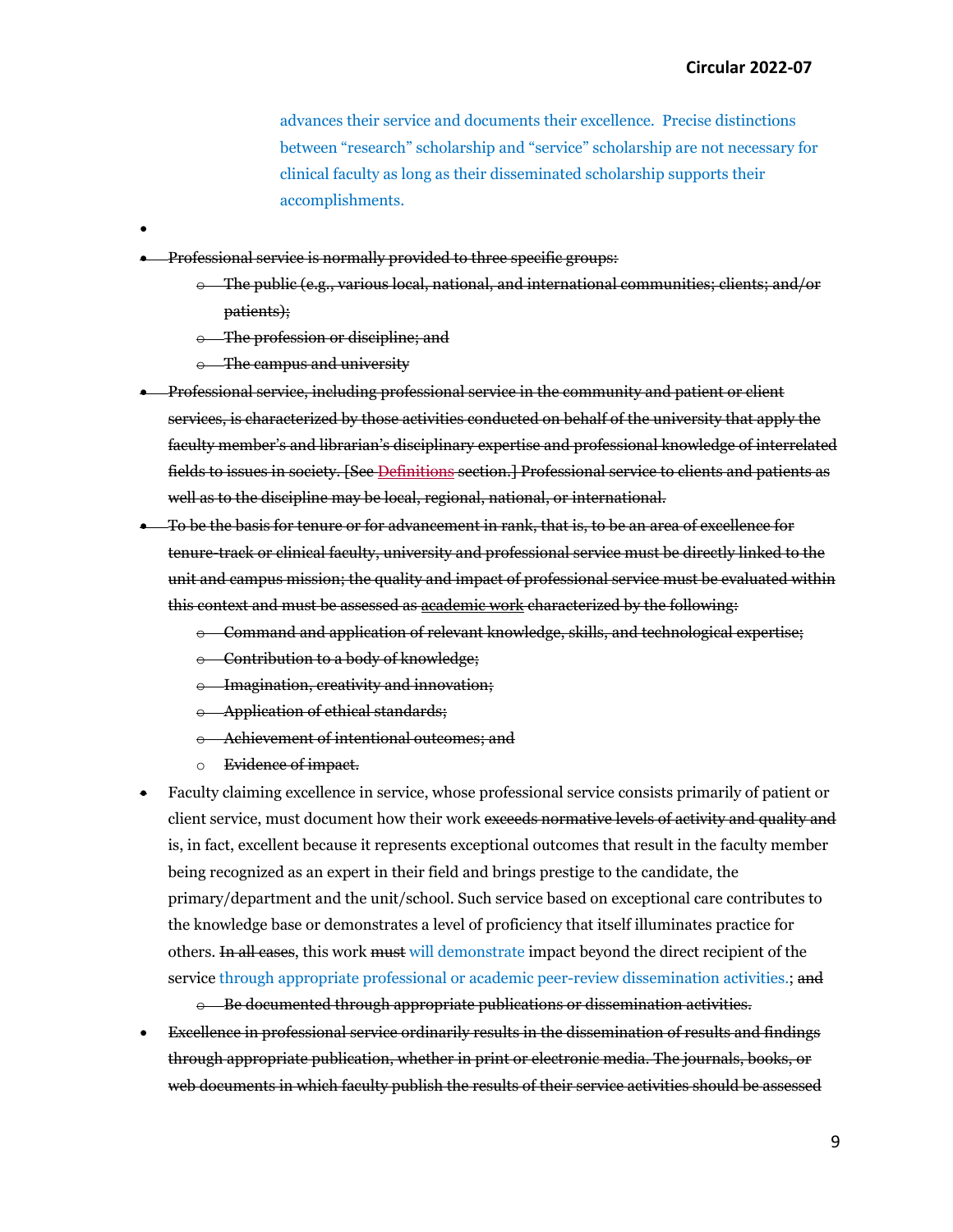advances their service and documents their excellence. Precise distinctions between "research" scholarship and "service" scholarship are not necessary for clinical faculty as long as their disseminated scholarship supports their accomplishments.

- ~~Professional service is normally provided to three specific groups:~~
  - ~~The public (e.g., various local, national, and international communities; clients; and/or patients);~~
  - ~~The profession or discipline; and~~
  - ~~The campus and university~~
- ~~Professional service, including professional service in the community and patient or client services, is characterized by those activities conducted on behalf of the university that apply the faculty member's and librarian's disciplinary expertise and professional knowledge of interrelated fields to issues in society. [See Definitions section.] Professional service to clients and patients as well as to the discipline may be local, regional, national, or international.~~
- ~~To be the basis for tenure or for advancement in rank, that is, to be an area of excellence for tenure-track or clinical faculty, university and professional service must be directly linked to the unit and campus mission; the quality and impact of professional service must be evaluated within this context and must be assessed as academic work characterized by the following:~~
  - ~~Command and application of relevant knowledge, skills, and technological expertise;~~
  - ~~Contribution to a body of knowledge;~~
  - ~~Imagination, creativity and innovation;~~
  - ~~Application of ethical standards;~~
  - ~~Achievement of intentional outcomes; and~~
  - ~~Evidence of impact.~~
- Faculty claiming excellence in service, whose professional service consists primarily of patient or client service, must document how their work ~~exceeds normative levels of activity and quality and~~ is, in fact, excellent because it represents exceptional outcomes that result in the faculty member being recognized as an expert in their field and brings prestige to the candidate, the primary/department and the unit/school. Such service based on exceptional care contributes to the knowledge base or demonstrates a level of proficiency that itself illuminates practice for others. ~~In all cases~~, this work ~~must~~ will demonstrate impact beyond the direct recipient of the service through appropriate professional or academic peer-review dissemination activities.; ~~and~~
  - ~~Be documented through appropriate publications or dissemination activities.~~
- ~~Excellence in professional service ordinarily results in the dissemination of results and findings through appropriate publication, whether in print or electronic media. The journals, books, or web documents in which faculty publish the results of their service activities should be assessed~~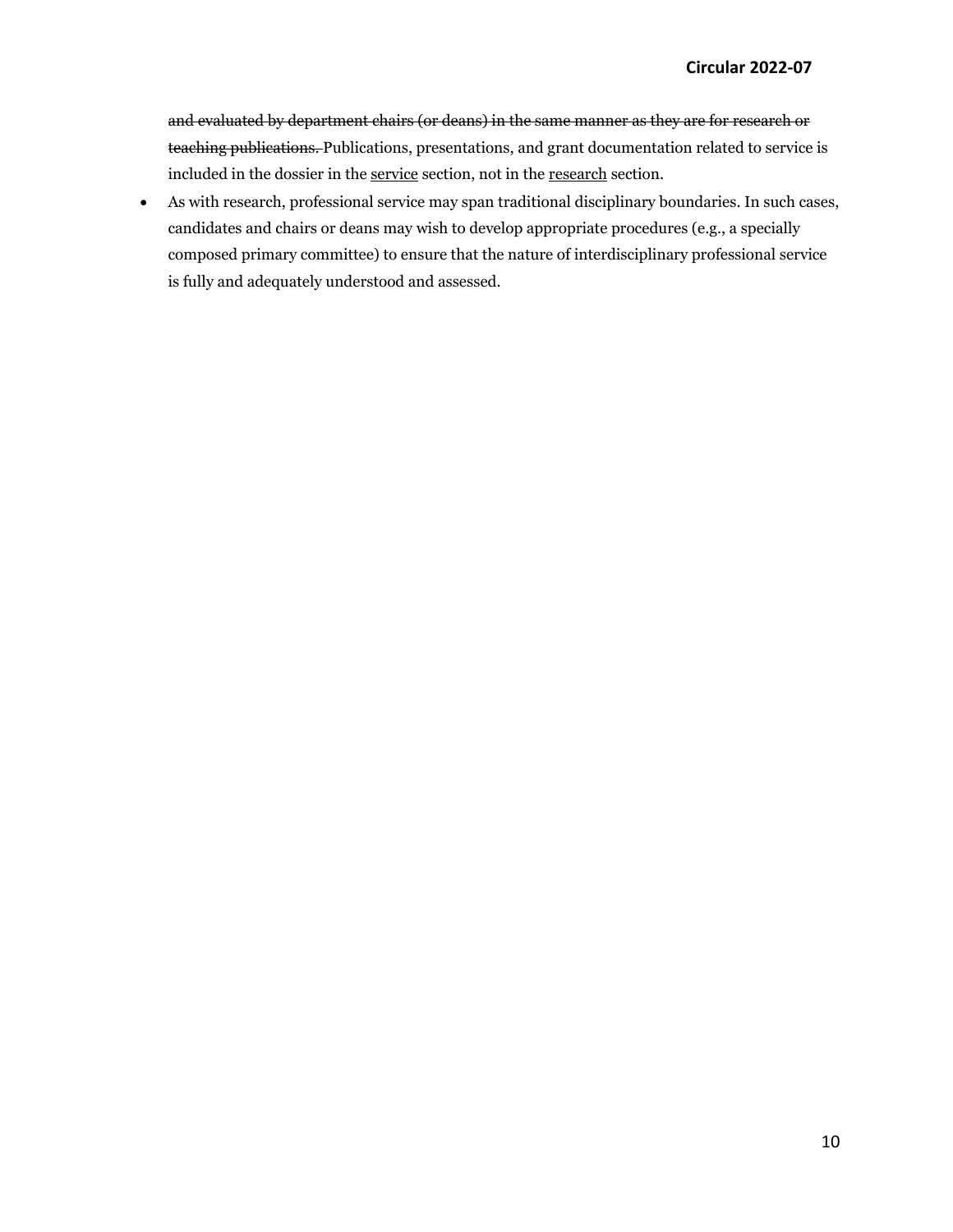~~and evaluated by department chairs (or deans) in the same manner as they are for research or teaching publications.~~ Publications, presentations, and grant documentation related to service is included in the dossier in the <u>service</u> section, not in the <u>research</u> section.

- As with research, professional service may span traditional disciplinary boundaries. In such cases, candidates and chairs or deans may wish to develop appropriate procedures (e.g., a specially composed primary committee) to ensure that the nature of interdisciplinary professional service is fully and adequately understood and assessed.